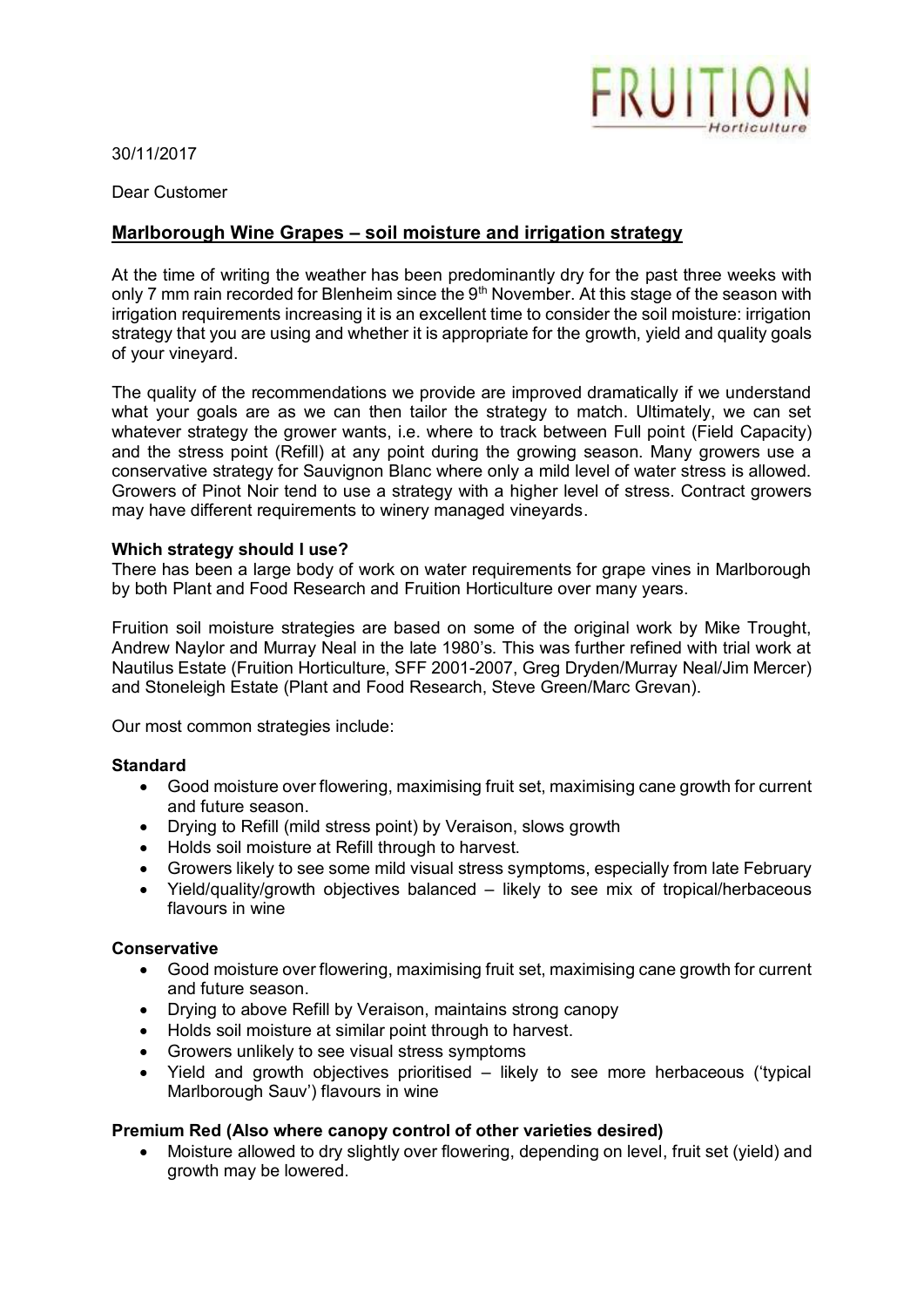FRUITION Horticulture

30/11/2017

Dear Customer

## Marlborough Wine Grapes – soil moisture and irrigation strategy

At the time of writing the weather has been predominantly dry for the past three weeks with only 7 mm rain recorded for Blenheim since the 9th November. At this stage of the season with irrigation requirements increasing it is an excellent time to consider the soil moisture: irrigation strategy that you are using and whether it is appropriate for the growth, yield and quality goals of your vineyard.

The quality of the recommendations we provide are improved dramatically if we understand what your goals are as we can then tailor the strategy to match. Ultimately, we can set whatever strategy the grower wants, i.e. where to track between Full point (Field Capacity) and the stress point (Refill) at any point during the growing season. Many growers use a conservative strategy for Sauvignon Blanc where only a mild level of water stress is allowed. Growers of Pinot Noir tend to use a strategy with a higher level of stress. Contract growers may have different requirements to winery managed vineyards.

### Which strategy should I use?

There has been a large body of work on water requirements for grape vines in Marlborough by both Plant and Food Research and Fruition Horticulture over many years.

Fruition soil moisture strategies are based on some of the original work by Mike Trought, Andrew Naylor and Murray Neal in the late 1980's. This was further refined with trial work at Nautilus Estate (Fruition Horticulture, SFF 2001-2007, Greg Dryden/Murray Neal/Jim Mercer) and Stoneleigh Estate (Plant and Food Research, Steve Green/Marc Grevan).

Our most common strategies include:

**Standard**

- Good moisture over flowering, maximising fruit set, maximising cane growth for current and future season.
- Drying to Refill (mild stress point) by Veraison, slows growth
- Holds soil moisture at Refill through to harvest.
- Growers likely to see some mild visual stress symptoms, especially from late February
- Yield/quality/growth objectives balanced – likely to see mix of tropical/herbaceous flavours in wine

**Conservative**

- Good moisture over flowering, maximising fruit set, maximising cane growth for current and future season.
- Drying to above Refill by Veraison, maintains strong canopy
- Holds soil moisture at similar point through to harvest.
- Growers unlikely to see visual stress symptoms
- Yield and growth objectives prioritised – likely to see more herbaceous ('typical Marlborough Sauv') flavours in wine

**Premium Red (Also where canopy control of other varieties desired)**

- Moisture allowed to dry slightly over flowering, depending on level, fruit set (yield) and growth may be lowered.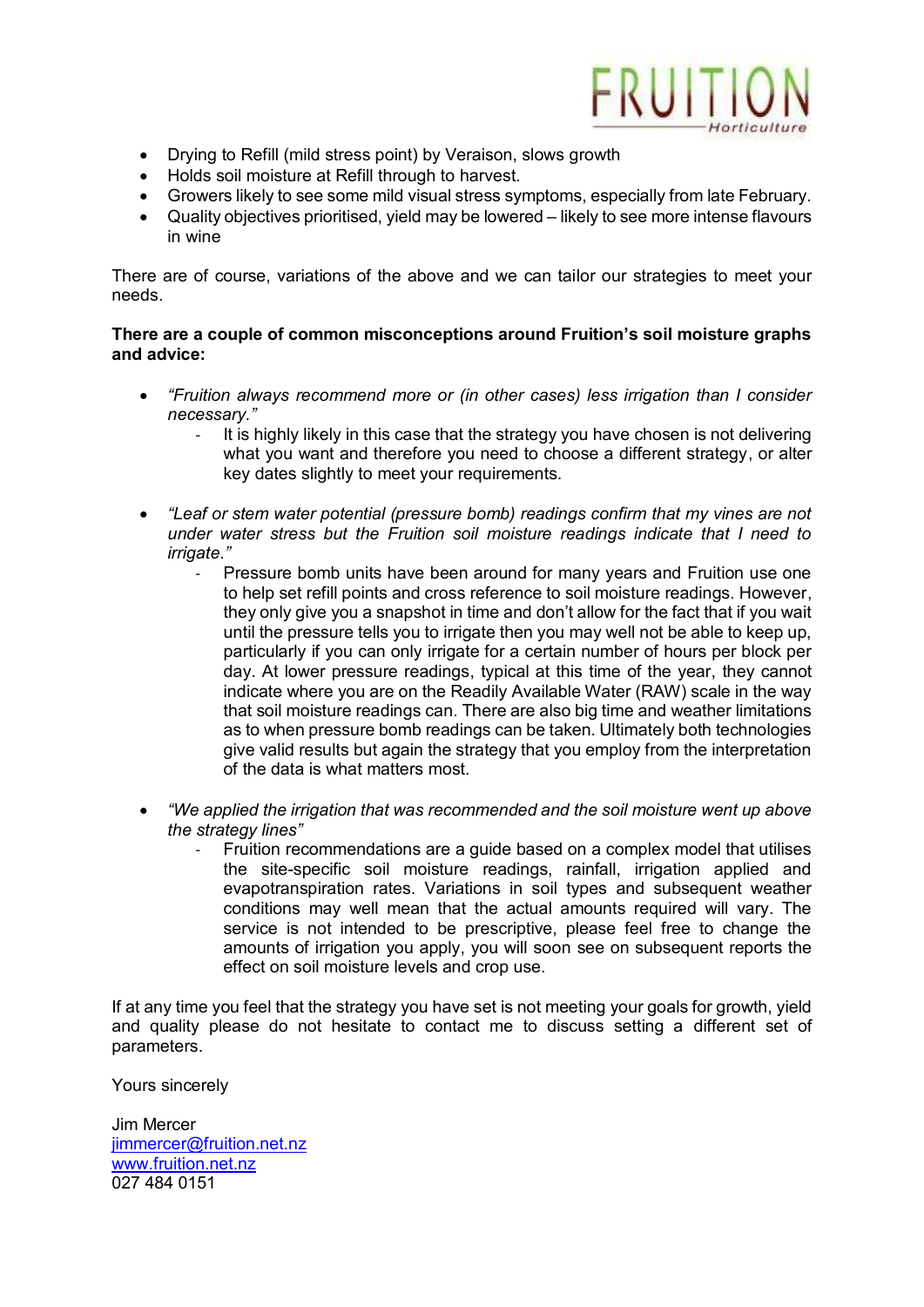- Drying to Refill (mild stress point) by Veraison, slows growth
- Holds soil moisture at Refill through to harvest.
- Growers likely to see some mild visual stress symptoms, especially from late February.
- Quality objectives prioritised, yield may be lowered – likely to see more intense flavours in wine

There are of course, variations of the above and we can tailor our strategies to meet your needs.

**There are a couple of common misconceptions around Fruition's soil moisture graphs and advice:**

- *"Fruition always recommend more or (in other cases) less irrigation than I consider necessary."*
    - It is highly likely in this case that the strategy you have chosen is not delivering what you want and therefore you need to choose a different strategy, or alter key dates slightly to meet your requirements.

- *"Leaf or stem water potential (pressure bomb) readings confirm that my vines are not under water stress but the Fruition soil moisture readings indicate that I need to irrigate."*
    - Pressure bomb units have been around for many years and Fruition use one to help set refill points and cross reference to soil moisture readings. However, they only give you a snapshot in time and don't allow for the fact that if you wait until the pressure tells you to irrigate then you may well not be able to keep up, particularly if you can only irrigate for a certain number of hours per block per day. At lower pressure readings, typical at this time of the year, they cannot indicate where you are on the Readily Available Water (RAW) scale in the way that soil moisture readings can. There are also big time and weather limitations as to when pressure bomb readings can be taken. Ultimately both technologies give valid results but again the strategy that you employ from the interpretation of the data is what matters most.

- *"We applied the irrigation that was recommended and the soil moisture went up above the strategy lines"*
    - Fruition recommendations are a guide based on a complex model that utilises the site-specific soil moisture readings, rainfall, irrigation applied and evapotranspiration rates. Variations in soil types and subsequent weather conditions may well mean that the actual amounts required will vary. The service is not intended to be prescriptive, please feel free to change the amounts of irrigation you apply, you will soon see on subsequent reports the effect on soil moisture levels and crop use.

If at any time you feel that the strategy you have set is not meeting your goals for growth, yield and quality please do not hesitate to contact me to discuss setting a different set of parameters.

Yours sincerely

Jim Mercer
jimmercer@fruition.net.nz
www.fruition.net.nz
027 484 0151